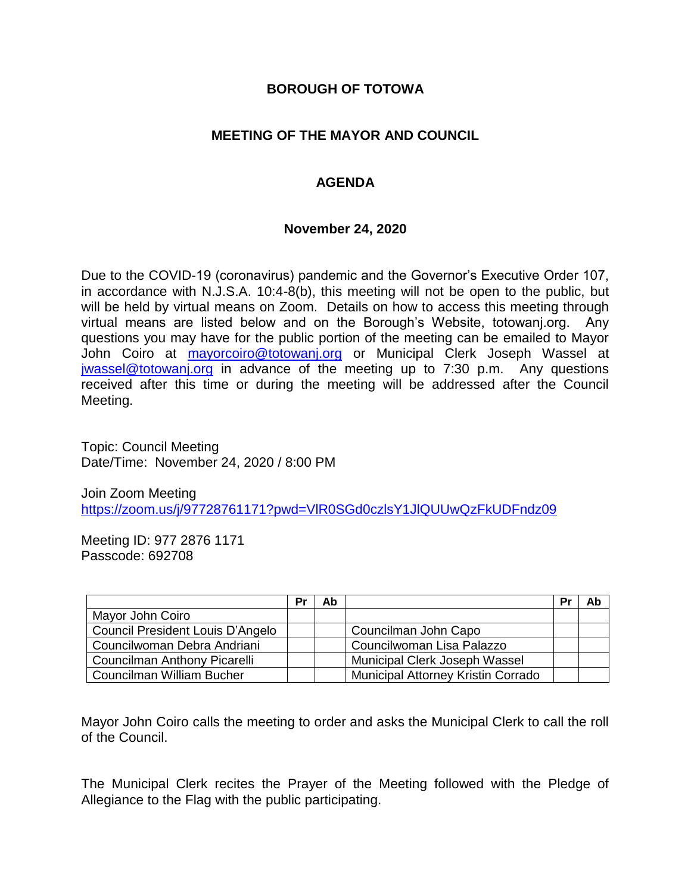# BOROUGH OF TOTOWA

## MEETING OF THE MAYOR AND COUNCIL

## AGENDA

**November 24, 2020**

Due to the COVID-19 (coronavirus) pandemic and the Governor's Executive Order 107, in accordance with N.J.S.A. 10:4-8(b), this meeting will not be open to the public, but will be held by virtual means on Zoom. Details on how to access this meeting through virtual means are listed below and on the Borough's Website, totowanj.org. Any questions you may have for the public portion of the meeting can be emailed to Mayor John Coiro at mayorcoiro@totowanj.org or Municipal Clerk Joseph Wassel at jwassel@totowanj.org in advance of the meeting up to 7:30 p.m. Any questions received after this time or during the meeting will be addressed after the Council Meeting.

Topic: Council Meeting
Date/Time: November 24, 2020 / 8:00 PM

Join Zoom Meeting
https://zoom.us/j/97728761171?pwd=VlR0SGd0czlsY1JlQUUwQzFkUDFndz09

Meeting ID: 977 2876 1171
Passcode: 692708

| | Pr | Ab | | Pr | Ab |
|---|---|---|---|---|---|
| Mayor John Coiro | | | | | |
| Council President Louis D'Angelo | | | Councilman John Capo | | |
| Councilwoman Debra Andriani | | | Councilwoman Lisa Palazzo | | |
| Councilman Anthony Picarelli | | | Municipal Clerk Joseph Wassel | | |
| Councilman William Bucher | | | Municipal Attorney Kristin Corrado | | |

Mayor John Coiro calls the meeting to order and asks the Municipal Clerk to call the roll of the Council.

The Municipal Clerk recites the Prayer of the Meeting followed with the Pledge of Allegiance to the Flag with the public participating.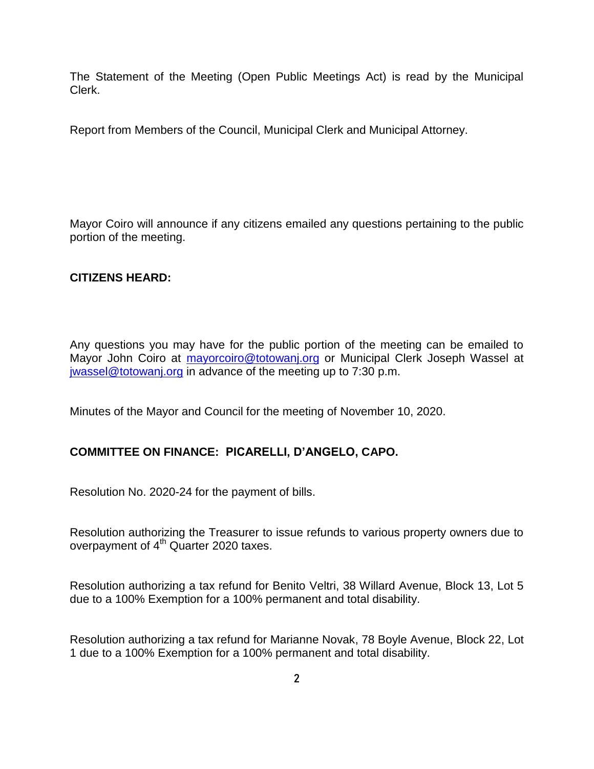The Statement of the Meeting (Open Public Meetings Act) is read by the Municipal Clerk.

Report from Members of the Council, Municipal Clerk and Municipal Attorney.

Mayor Coiro will announce if any citizens emailed any questions pertaining to the public portion of the meeting.

**CITIZENS HEARD:**

Any questions you may have for the public portion of the meeting can be emailed to Mayor John Coiro at [mayorcoiro@totowanj.org](mailto:mayorcoiro@totowanj.org) or Municipal Clerk Joseph Wassel at [jwassel@totowanj.org](mailto:jwassel@totowanj.org) in advance of the meeting up to 7:30 p.m.

Minutes of the Mayor and Council for the meeting of November 10, 2020.

**COMMITTEE ON FINANCE: PICARELLI, D'ANGELO, CAPO.**

Resolution No. 2020-24 for the payment of bills.

Resolution authorizing the Treasurer to issue refunds to various property owners due to overpayment of 4th Quarter 2020 taxes.

Resolution authorizing a tax refund for Benito Veltri, 38 Willard Avenue, Block 13, Lot 5 due to a 100% Exemption for a 100% permanent and total disability.

Resolution authorizing a tax refund for Marianne Novak, 78 Boyle Avenue, Block 22, Lot 1 due to a 100% Exemption for a 100% permanent and total disability.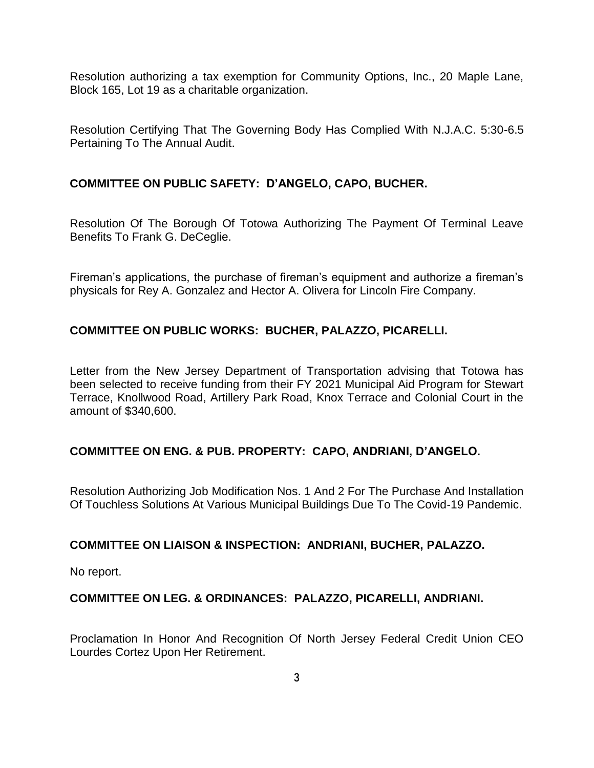Resolution authorizing a tax exemption for Community Options, Inc., 20 Maple Lane, Block 165, Lot 19 as a charitable organization.

Resolution Certifying That The Governing Body Has Complied With N.J.A.C. 5:30-6.5 Pertaining To The Annual Audit.

**COMMITTEE ON PUBLIC SAFETY: D'ANGELO, CAPO, BUCHER.**

Resolution Of The Borough Of Totowa Authorizing The Payment Of Terminal Leave Benefits To Frank G. DeCeglie.

Fireman's applications, the purchase of fireman's equipment and authorize a fireman's physicals for Rey A. Gonzalez and Hector A. Olivera for Lincoln Fire Company.

**COMMITTEE ON PUBLIC WORKS: BUCHER, PALAZZO, PICARELLI.**

Letter from the New Jersey Department of Transportation advising that Totowa has been selected to receive funding from their FY 2021 Municipal Aid Program for Stewart Terrace, Knollwood Road, Artillery Park Road, Knox Terrace and Colonial Court in the amount of $340,600.

**COMMITTEE ON ENG. & PUB. PROPERTY: CAPO, ANDRIANI, D'ANGELO.**

Resolution Authorizing Job Modification Nos. 1 And 2 For The Purchase And Installation Of Touchless Solutions At Various Municipal Buildings Due To The Covid-19 Pandemic.

**COMMITTEE ON LIAISON & INSPECTION: ANDRIANI, BUCHER, PALAZZO.**

No report.

**COMMITTEE ON LEG. & ORDINANCES: PALAZZO, PICARELLI, ANDRIANI.**

Proclamation In Honor And Recognition Of North Jersey Federal Credit Union CEO Lourdes Cortez Upon Her Retirement.